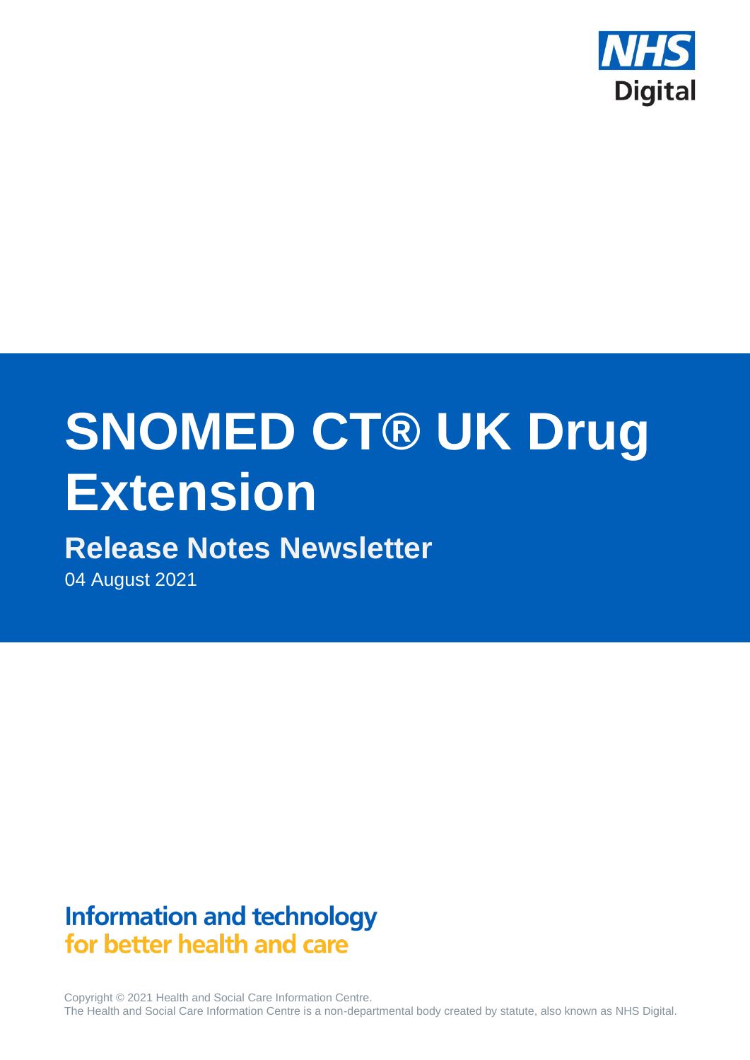NHS Digital

# SNOMED CT® UK Drug Extension

## Release Notes Newsletter

04 August 2021

**Information and technology**
**for better health and care**

Copyright © 2021 Health and Social Care Information Centre.
The Health and Social Care Information Centre is a non-departmental body created by statute, also known as NHS Digital.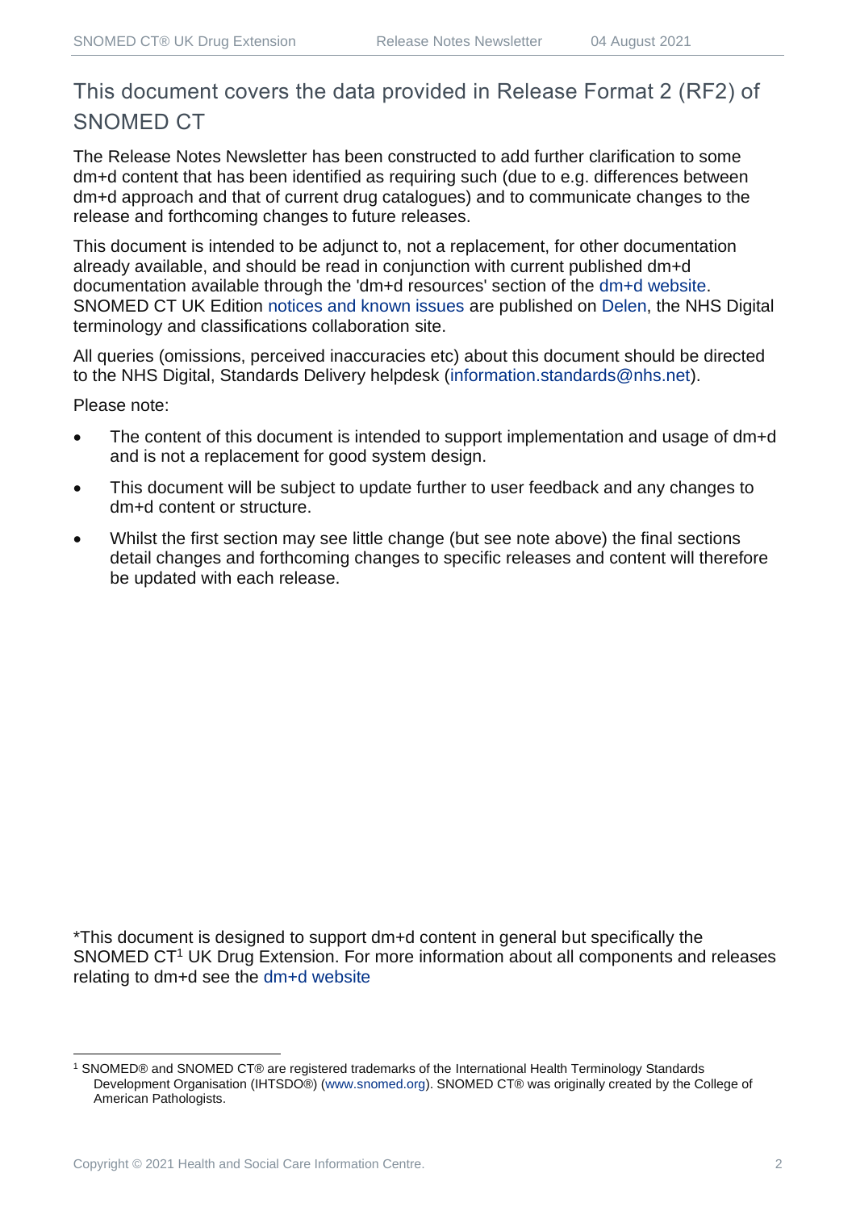# This document covers the data provided in Release Format 2 (RF2) of SNOMED CT

The Release Notes Newsletter has been constructed to add further clarification to some dm+d content that has been identified as requiring such (due to e.g. differences between dm+d approach and that of current drug catalogues) and to communicate changes to the release and forthcoming changes to future releases.

This document is intended to be adjunct to, not a replacement, for other documentation already available, and should be read in conjunction with current published dm+d documentation available through the 'dm+d resources' section of the dm+d website. SNOMED CT UK Edition notices and known issues are published on Delen, the NHS Digital terminology and classifications collaboration site.

All queries (omissions, perceived inaccuracies etc) about this document should be directed to the NHS Digital, Standards Delivery helpdesk (information.standards@nhs.net).

Please note:

- The content of this document is intended to support implementation and usage of dm+d and is not a replacement for good system design.
- This document will be subject to update further to user feedback and any changes to dm+d content or structure.
- Whilst the first section may see little change (but see note above) the final sections detail changes and forthcoming changes to specific releases and content will therefore be updated with each release.

*This document is designed to support dm+d content in general but specifically the SNOMED CT[1] UK Drug Extension. For more information about all components and releases relating to dm+d see the dm+d website

[1] SNOMED® and SNOMED CT® are registered trademarks of the International Health Terminology Standards Development Organisation (IHTSDO®) (www.snomed.org). SNOMED CT® was originally created by the College of American Pathologists.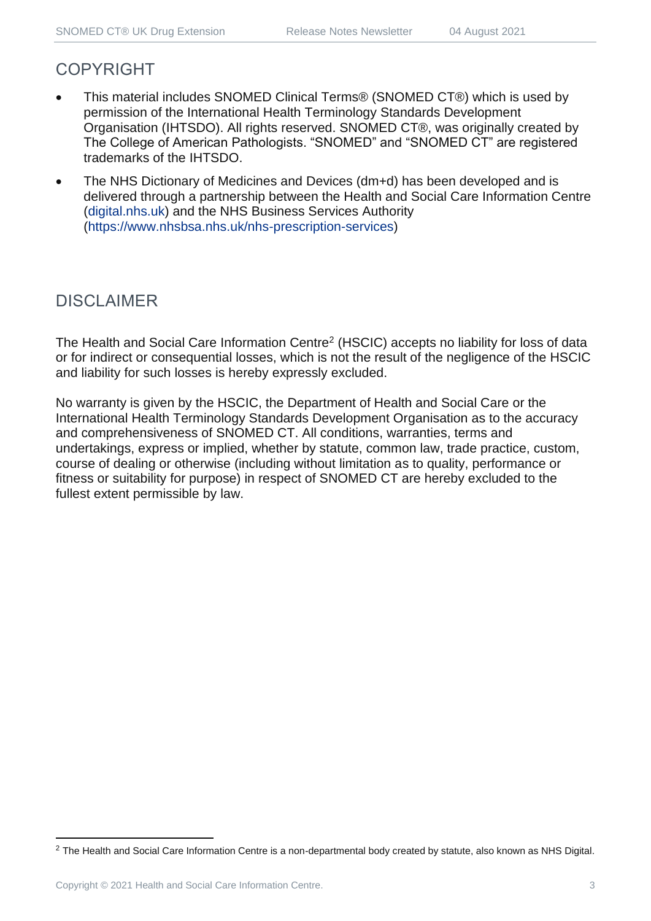## COPYRIGHT

- This material includes SNOMED Clinical Terms® (SNOMED CT®) which is used by permission of the International Health Terminology Standards Development Organisation (IHTSDO). All rights reserved. SNOMED CT®, was originally created by The College of American Pathologists. "SNOMED" and "SNOMED CT" are registered trademarks of the IHTSDO.
- The NHS Dictionary of Medicines and Devices (dm+d) has been developed and is delivered through a partnership between the Health and Social Care Information Centre (digital.nhs.uk) and the NHS Business Services Authority (https://www.nhsbsa.nhs.uk/nhs-prescription-services)

## DISCLAIMER

The Health and Social Care Information Centre[2] (HSCIC) accepts no liability for loss of data or for indirect or consequential losses, which is not the result of the negligence of the HSCIC and liability for such losses is hereby expressly excluded.

No warranty is given by the HSCIC, the Department of Health and Social Care or the International Health Terminology Standards Development Organisation as to the accuracy and comprehensiveness of SNOMED CT. All conditions, warranties, terms and undertakings, express or implied, whether by statute, common law, trade practice, custom, course of dealing or otherwise (including without limitation as to quality, performance or fitness or suitability for purpose) in respect of SNOMED CT are hereby excluded to the fullest extent permissible by law.

[2] The Health and Social Care Information Centre is a non-departmental body created by statute, also known as NHS Digital.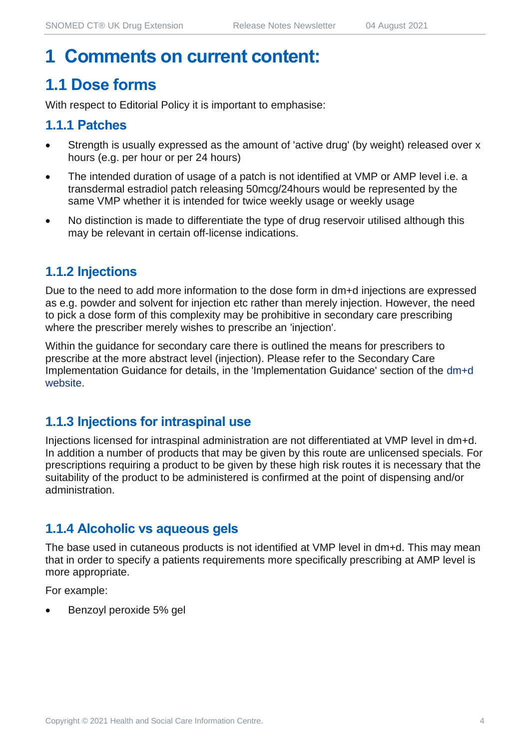# 1 Comments on current content:

## 1.1 Dose forms

With respect to Editorial Policy it is important to emphasise:

### 1.1.1 Patches

- Strength is usually expressed as the amount of 'active drug' (by weight) released over x hours (e.g. per hour or per 24 hours)
- The intended duration of usage of a patch is not identified at VMP or AMP level i.e. a transdermal estradiol patch releasing 50mcg/24hours would be represented by the same VMP whether it is intended for twice weekly usage or weekly usage
- No distinction is made to differentiate the type of drug reservoir utilised although this may be relevant in certain off-license indications.

### 1.1.2 Injections

Due to the need to add more information to the dose form in dm+d injections are expressed as e.g. powder and solvent for injection etc rather than merely injection. However, the need to pick a dose form of this complexity may be prohibitive in secondary care prescribing where the prescriber merely wishes to prescribe an 'injection'.

Within the guidance for secondary care there is outlined the means for prescribers to prescribe at the more abstract level (injection). Please refer to the Secondary Care Implementation Guidance for details, in the 'Implementation Guidance' section of the dm+d website.

### 1.1.3 Injections for intraspinal use

Injections licensed for intraspinal administration are not differentiated at VMP level in dm+d. In addition a number of products that may be given by this route are unlicensed specials. For prescriptions requiring a product to be given by these high risk routes it is necessary that the suitability of the product to be administered is confirmed at the point of dispensing and/or administration.

### 1.1.4 Alcoholic vs aqueous gels

The base used in cutaneous products is not identified at VMP level in dm+d. This may mean that in order to specify a patients requirements more specifically prescribing at AMP level is more appropriate.

For example:

- Benzoyl peroxide 5% gel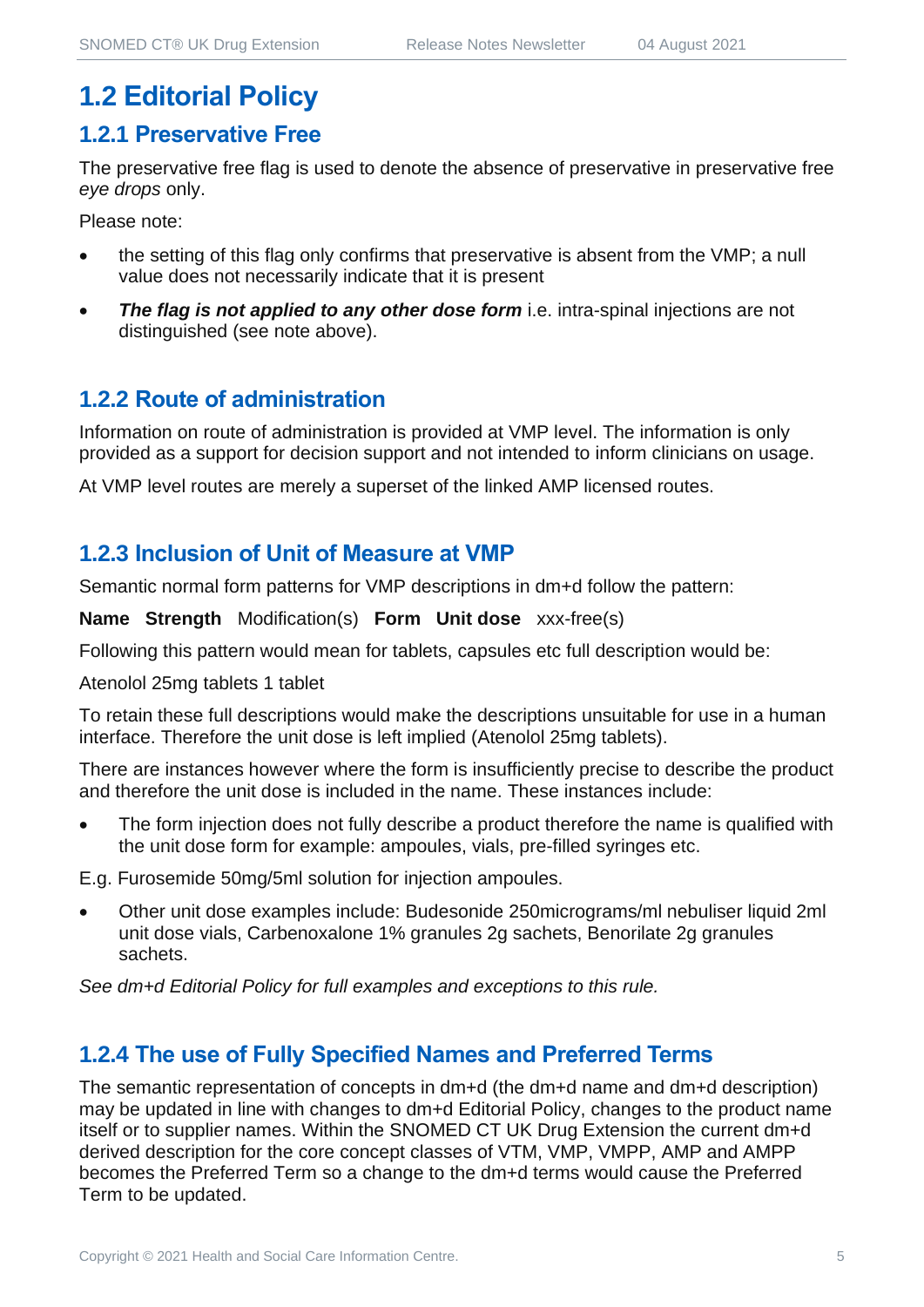# 1.2 Editorial Policy

## 1.2.1 Preservative Free

The preservative free flag is used to denote the absence of preservative in preservative free *eye drops* only.

Please note:

- the setting of this flag only confirms that preservative is absent from the VMP; a null value does not necessarily indicate that it is present
- ***The flag is not applied to any other dose form*** i.e. intra-spinal injections are not distinguished (see note above).

## 1.2.2 Route of administration

Information on route of administration is provided at VMP level. The information is only provided as a support for decision support and not intended to inform clinicians on usage.

At VMP level routes are merely a superset of the linked AMP licensed routes.

## 1.2.3 Inclusion of Unit of Measure at VMP

Semantic normal form patterns for VMP descriptions in dm+d follow the pattern:

**Name** **Strength** Modification(s) **Form** **Unit dose** xxx-free(s)

Following this pattern would mean for tablets, capsules etc full description would be:

Atenolol 25mg tablets 1 tablet

To retain these full descriptions would make the descriptions unsuitable for use in a human interface. Therefore the unit dose is left implied (Atenolol 25mg tablets).

There are instances however where the form is insufficiently precise to describe the product and therefore the unit dose is included in the name. These instances include:

- The form injection does not fully describe a product therefore the name is qualified with the unit dose form for example: ampoules, vials, pre-filled syringes etc.

E.g. Furosemide 50mg/5ml solution for injection ampoules.

- Other unit dose examples include: Budesonide 250micrograms/ml nebuliser liquid 2ml unit dose vials, Carbenoxalone 1% granules 2g sachets, Benorilate 2g granules sachets.

*See dm+d Editorial Policy for full examples and exceptions to this rule.*

## 1.2.4 The use of Fully Specified Names and Preferred Terms

The semantic representation of concepts in dm+d (the dm+d name and dm+d description) may be updated in line with changes to dm+d Editorial Policy, changes to the product name itself or to supplier names. Within the SNOMED CT UK Drug Extension the current dm+d derived description for the core concept classes of VTM, VMP, VMPP, AMP and AMPP becomes the Preferred Term so a change to the dm+d terms would cause the Preferred Term to be updated.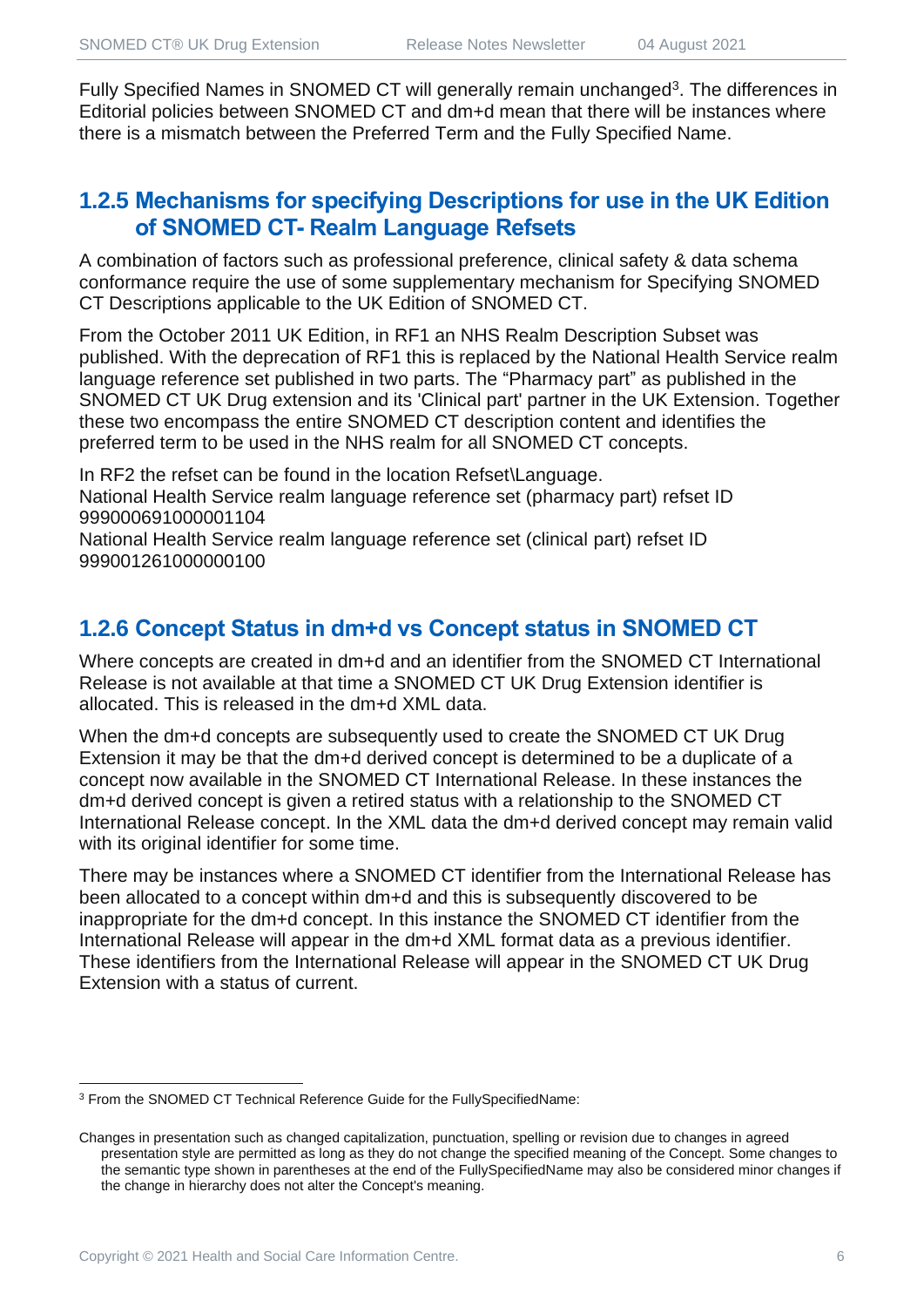Fully Specified Names in SNOMED CT will generally remain unchanged[3]. The differences in Editorial policies between SNOMED CT and dm+d mean that there will be instances where there is a mismatch between the Preferred Term and the Fully Specified Name.

### 1.2.5 Mechanisms for specifying Descriptions for use in the UK Edition of SNOMED CT- Realm Language Refsets

A combination of factors such as professional preference, clinical safety & data schema conformance require the use of some supplementary mechanism for Specifying SNOMED CT Descriptions applicable to the UK Edition of SNOMED CT.

From the October 2011 UK Edition, in RF1 an NHS Realm Description Subset was published. With the deprecation of RF1 this is replaced by the National Health Service realm language reference set published in two parts. The "Pharmacy part" as published in the SNOMED CT UK Drug extension and its 'Clinical part' partner in the UK Extension. Together these two encompass the entire SNOMED CT description content and identifies the preferred term to be used in the NHS realm for all SNOMED CT concepts.

In RF2 the refset can be found in the location Refset\Language.
National Health Service realm language reference set (pharmacy part) refset ID 999000691000001104
National Health Service realm language reference set (clinical part) refset ID 999001261000000100

### 1.2.6 Concept Status in dm+d vs Concept status in SNOMED CT

Where concepts are created in dm+d and an identifier from the SNOMED CT International Release is not available at that time a SNOMED CT UK Drug Extension identifier is allocated. This is released in the dm+d XML data.

When the dm+d concepts are subsequently used to create the SNOMED CT UK Drug Extension it may be that the dm+d derived concept is determined to be a duplicate of a concept now available in the SNOMED CT International Release. In these instances the dm+d derived concept is given a retired status with a relationship to the SNOMED CT International Release concept. In the XML data the dm+d derived concept may remain valid with its original identifier for some time.

There may be instances where a SNOMED CT identifier from the International Release has been allocated to a concept within dm+d and this is subsequently discovered to be inappropriate for the dm+d concept. In this instance the SNOMED CT identifier from the International Release will appear in the dm+d XML format data as a previous identifier. These identifiers from the International Release will appear in the SNOMED CT UK Drug Extension with a status of current.

---

[3] From the SNOMED CT Technical Reference Guide for the FullySpecifiedName:

Changes in presentation such as changed capitalization, punctuation, spelling or revision due to changes in agreed presentation style are permitted as long as they do not change the specified meaning of the Concept. Some changes to the semantic type shown in parentheses at the end of the FullySpecifiedName may also be considered minor changes if the change in hierarchy does not alter the Concept's meaning.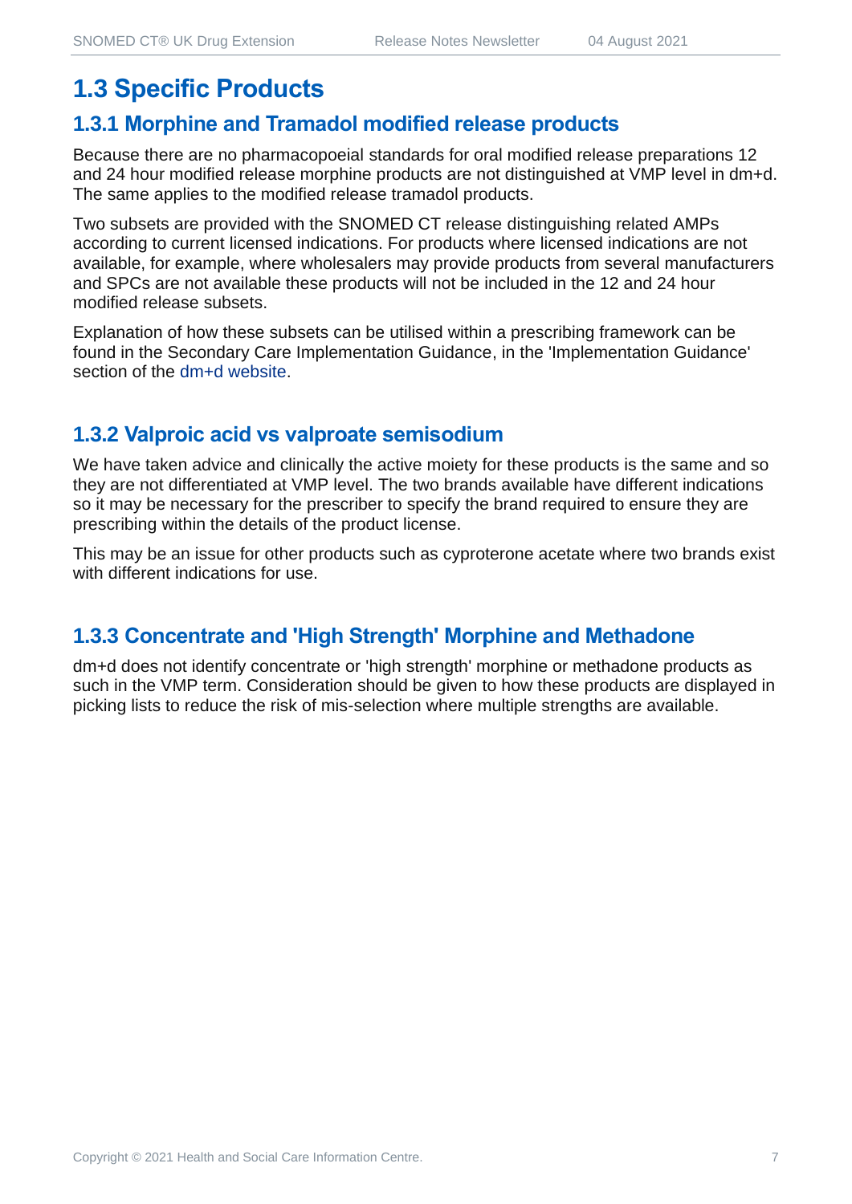## 1.3 Specific Products

### 1.3.1 Morphine and Tramadol modified release products

Because there are no pharmacopoeial standards for oral modified release preparations 12 and 24 hour modified release morphine products are not distinguished at VMP level in dm+d. The same applies to the modified release tramadol products.

Two subsets are provided with the SNOMED CT release distinguishing related AMPs according to current licensed indications. For products where licensed indications are not available, for example, where wholesalers may provide products from several manufacturers and SPCs are not available these products will not be included in the 12 and 24 hour modified release subsets.

Explanation of how these subsets can be utilised within a prescribing framework can be found in the Secondary Care Implementation Guidance, in the 'Implementation Guidance' section of the dm+d website.

### 1.3.2 Valproic acid vs valproate semisodium

We have taken advice and clinically the active moiety for these products is the same and so they are not differentiated at VMP level. The two brands available have different indications so it may be necessary for the prescriber to specify the brand required to ensure they are prescribing within the details of the product license.

This may be an issue for other products such as cyproterone acetate where two brands exist with different indications for use.

### 1.3.3 Concentrate and 'High Strength' Morphine and Methadone

dm+d does not identify concentrate or 'high strength' morphine or methadone products as such in the VMP term. Consideration should be given to how these products are displayed in picking lists to reduce the risk of mis-selection where multiple strengths are available.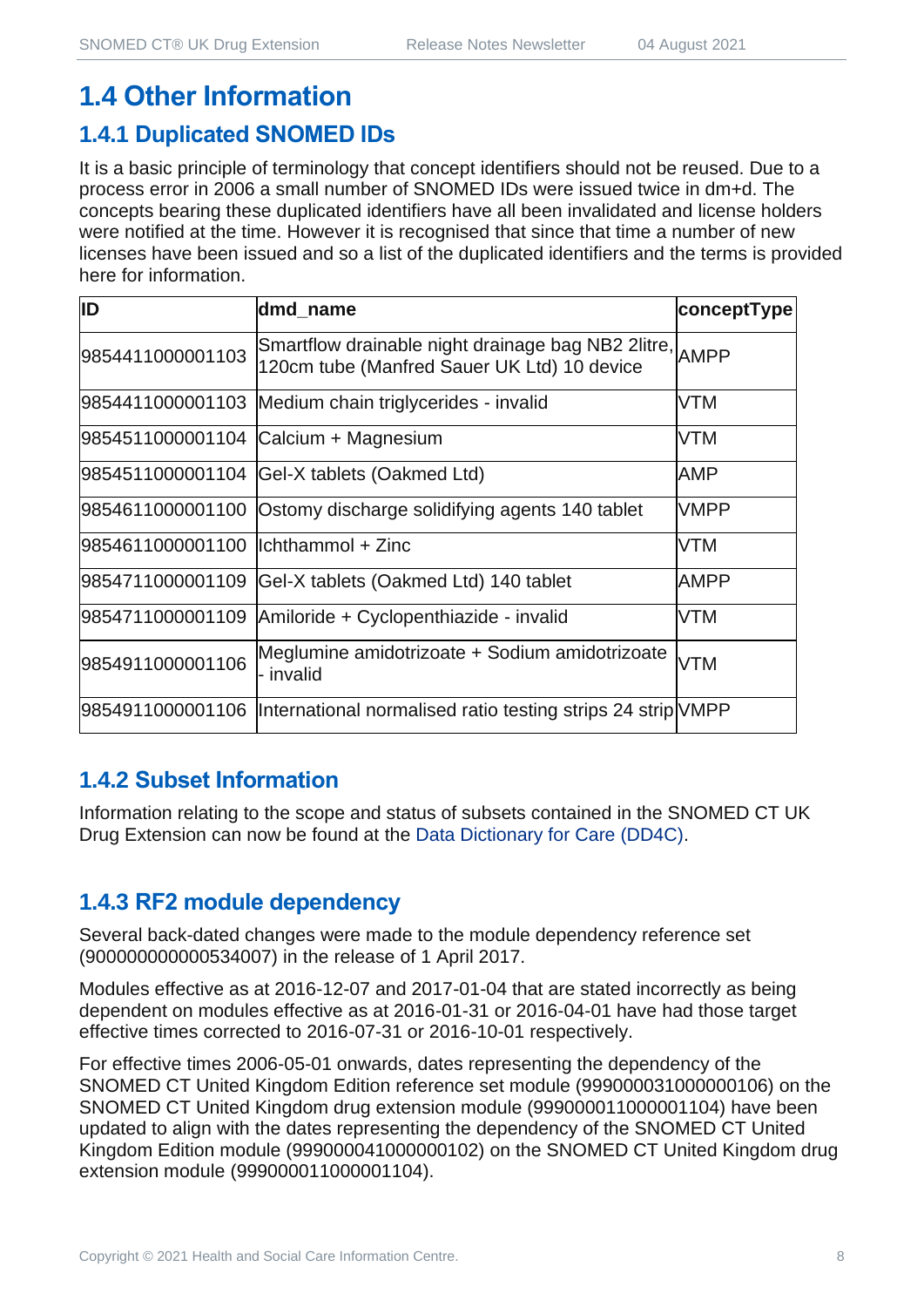## 1.4 Other Information

### 1.4.1 Duplicated SNOMED IDs

It is a basic principle of terminology that concept identifiers should not be reused. Due to a process error in 2006 a small number of SNOMED IDs were issued twice in dm+d. The concepts bearing these duplicated identifiers have all been invalidated and license holders were notified at the time. However it is recognised that since that time a number of new licenses have been issued and so a list of the duplicated identifiers and the terms is provided here for information.

| ID | dmd_name | conceptType |
|---|---|---|
| 9854411000001103 | Smartflow drainable night drainage bag NB2 2litre, 120cm tube (Manfred Sauer UK Ltd) 10 device | AMPP |
| 9854411000001103 | Medium chain triglycerides - invalid | VTM |
| 9854511000001104 | Calcium + Magnesium | VTM |
| 9854511000001104 | Gel-X tablets (Oakmed Ltd) | AMP |
| 9854611000001100 | Ostomy discharge solidifying agents 140 tablet | VMPP |
| 9854611000001100 | Ichthammol + Zinc | VTM |
| 9854711000001109 | Gel-X tablets (Oakmed Ltd) 140 tablet | AMPP |
| 9854711000001109 | Amiloride + Cyclopenthiazide - invalid | VTM |
| 9854911000001106 | Meglumine amidotrizoate + Sodium amidotrizoate - invalid | VTM |
| 9854911000001106 | International normalised ratio testing strips 24 strip | VMPP |

### 1.4.2 Subset Information

Information relating to the scope and status of subsets contained in the SNOMED CT UK Drug Extension can now be found at the Data Dictionary for Care (DD4C).

### 1.4.3 RF2 module dependency

Several back-dated changes were made to the module dependency reference set (900000000000534007) in the release of 1 April 2017.

Modules effective as at 2016-12-07 and 2017-01-04 that are stated incorrectly as being dependent on modules effective as at 2016-01-31 or 2016-04-01 have had those target effective times corrected to 2016-07-31 or 2016-10-01 respectively.

For effective times 2006-05-01 onwards, dates representing the dependency of the SNOMED CT United Kingdom Edition reference set module (999000031000000106) on the SNOMED CT United Kingdom drug extension module (999000011000001104) have been updated to align with the dates representing the dependency of the SNOMED CT United Kingdom Edition module (999000041000000102) on the SNOMED CT United Kingdom drug extension module (999000011000001104).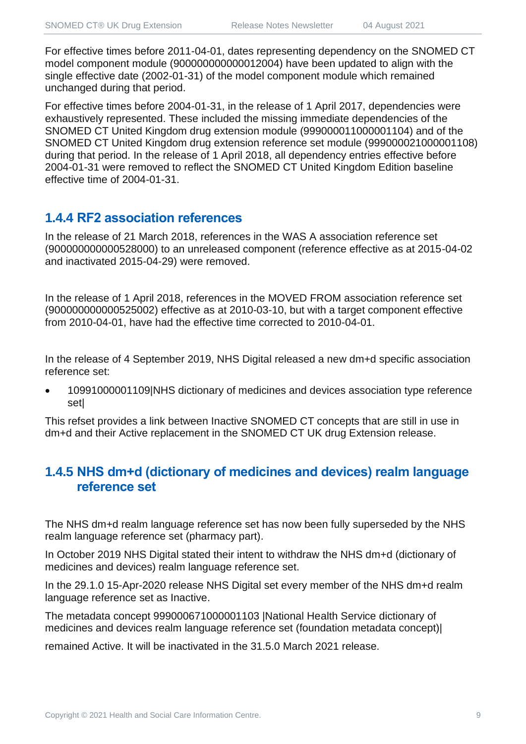For effective times before 2011-04-01, dates representing dependency on the SNOMED CT model component module (900000000000012004) have been updated to align with the single effective date (2002-01-31) of the model component module which remained unchanged during that period.

For effective times before 2004-01-31, in the release of 1 April 2017, dependencies were exhaustively represented. These included the missing immediate dependencies of the SNOMED CT United Kingdom drug extension module (999000011000001104) and of the SNOMED CT United Kingdom drug extension reference set module (999000021000001108) during that period. In the release of 1 April 2018, all dependency entries effective before 2004-01-31 were removed to reflect the SNOMED CT United Kingdom Edition baseline effective time of 2004-01-31.

### 1.4.4 RF2 association references

In the release of 21 March 2018, references in the WAS A association reference set (900000000000528000) to an unreleased component (reference effective as at 2015-04-02 and inactivated 2015-04-29) were removed.

In the release of 1 April 2018, references in the MOVED FROM association reference set (900000000000525002) effective as at 2010-03-10, but with a target component effective from 2010-04-01, have had the effective time corrected to 2010-04-01.

In the release of 4 September 2019, NHS Digital released a new dm+d specific association reference set:

- 10991000001109|NHS dictionary of medicines and devices association type reference set|

This refset provides a link between Inactive SNOMED CT concepts that are still in use in dm+d and their Active replacement in the SNOMED CT UK drug Extension release.

### 1.4.5 NHS dm+d (dictionary of medicines and devices) realm language reference set

The NHS dm+d realm language reference set has now been fully superseded by the NHS realm language reference set (pharmacy part).

In October 2019 NHS Digital stated their intent to withdraw the NHS dm+d (dictionary of medicines and devices) realm language reference set.

In the 29.1.0 15-Apr-2020 release NHS Digital set every member of the NHS dm+d realm language reference set as Inactive.

The metadata concept 999000671000001103 |National Health Service dictionary of medicines and devices realm language reference set (foundation metadata concept)|

remained Active. It will be inactivated in the 31.5.0 March 2021 release.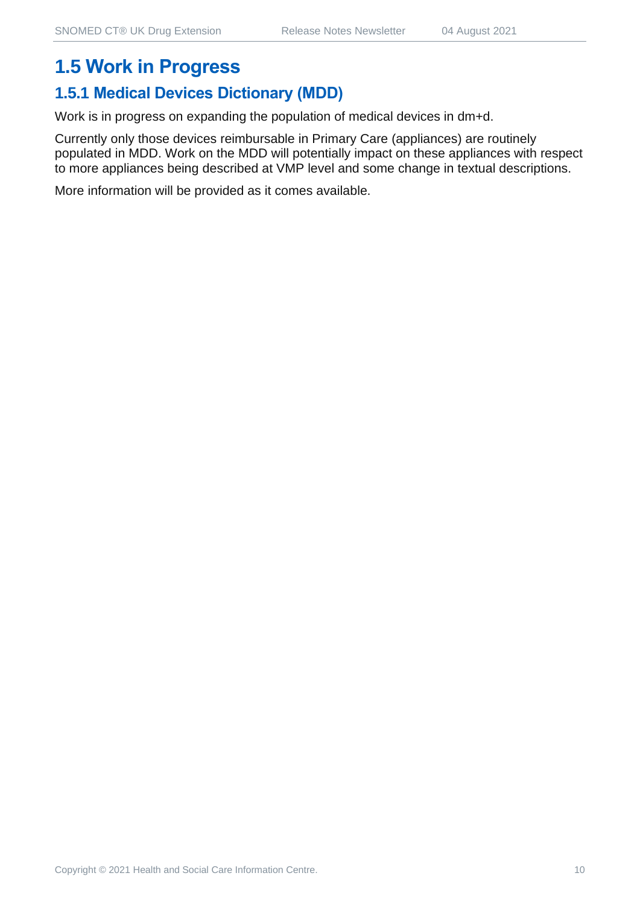## 1.5 Work in Progress

### 1.5.1 Medical Devices Dictionary (MDD)

Work is in progress on expanding the population of medical devices in dm+d.

Currently only those devices reimbursable in Primary Care (appliances) are routinely populated in MDD. Work on the MDD will potentially impact on these appliances with respect to more appliances being described at VMP level and some change in textual descriptions.

More information will be provided as it comes available.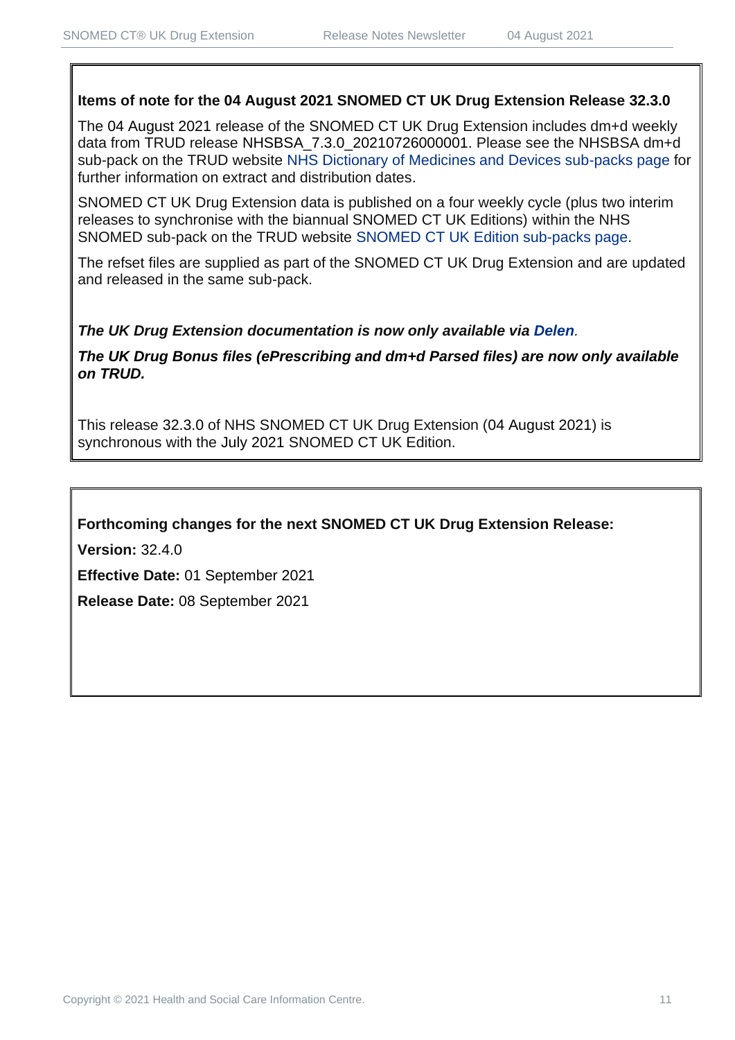**Items of note for the 04 August 2021 SNOMED CT UK Drug Extension Release 32.3.0**

The 04 August 2021 release of the SNOMED CT UK Drug Extension includes dm+d weekly data from TRUD release NHSBSA_7.3.0_20210726000001. Please see the NHSBSA dm+d sub-pack on the TRUD website NHS Dictionary of Medicines and Devices sub-packs page for further information on extract and distribution dates.

SNOMED CT UK Drug Extension data is published on a four weekly cycle (plus two interim releases to synchronise with the biannual SNOMED CT UK Editions) within the NHS SNOMED sub-pack on the TRUD website SNOMED CT UK Edition sub-packs page.

The refset files are supplied as part of the SNOMED CT UK Drug Extension and are updated and released in the same sub-pack.

***The UK Drug Extension documentation is now only available via Delen.***

***The UK Drug Bonus files (ePrescribing and dm+d Parsed files) are now only available on TRUD.***

This release 32.3.0 of NHS SNOMED CT UK Drug Extension (04 August 2021) is synchronous with the July 2021 SNOMED CT UK Edition.

**Forthcoming changes for the next SNOMED CT UK Drug Extension Release:**

**Version:** 32.4.0

**Effective Date:** 01 September 2021

**Release Date:** 08 September 2021